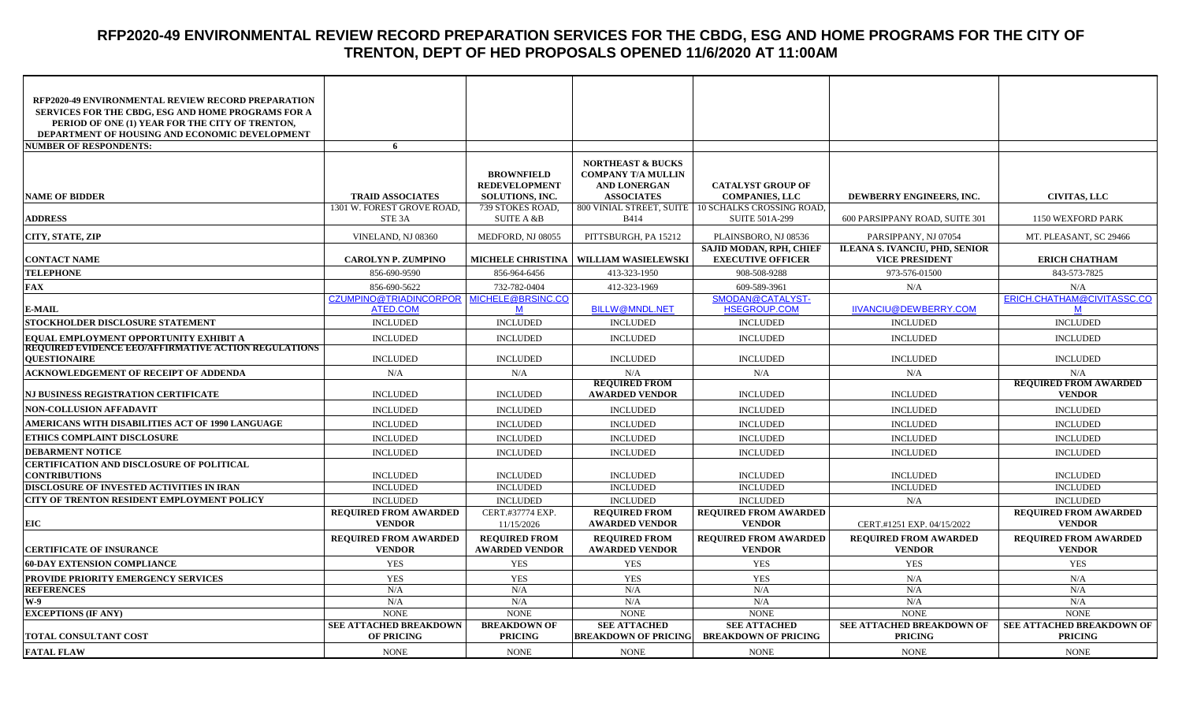# RFP2020-49 ENVIRONMENTAL REVIEW RECORD PREPARATION SERVICES FOR THE CBDG, ESG AND HOME PROGRAMS FOR THE CITY OF TRENTON, DEPT OF HED PROPOSALS OPENED 11/6/2020 AT 11:00AM

| RFP2020-49 ENVIRONMENTAL REVIEW RECORD PREPARATION SERVICES FOR THE CBDG, ESG AND HOME PROGRAMS FOR A PERIOD OF ONE (1) YEAR FOR THE CITY OF TRENTON, DEPARTMENT OF HOUSING AND ECONOMIC DEVELOPMENT | | | | | | |
|---|---|---|---|---|---|---|
| **NUMBER OF RESPONDENTS:** | 6 | | | | | |
| **NAME OF BIDDER** | TRAID ASSOCIATES | BROWNFIELD REDEVELOPMENT SOLUTIONS, INC. | NORTHEAST & BUCKS COMPANY T/A MULLIN AND LONERGAN ASSOCIATES | CATALYST GROUP OF COMPANIES, LLC | DEWBERRY ENGINEERS, INC. | CIVITAS, LLC |
| **ADDRESS** | 1301 W. FOREST GROVE ROAD, STE 3A | 739 STOKES ROAD, SUITE A &B | 800 VINIAL STREET, SUITE B414 | 10 SCHALKS CROSSING ROAD, SUITE 501A-299 | 600 PARSIPPANY ROAD, SUITE 301 | 1150 WEXFORD PARK |
| **CITY, STATE, ZIP** | VINELAND, NJ 08360 | MEDFORD, NJ 08055 | PITTSBURGH, PA 15212 | PLAINSBORO, NJ 08536 | PARSIPPANY, NJ 07054 | MT. PLEASANT, SC 29466 |
| **CONTACT NAME** | CAROLYN P. ZUMPINO | MICHELE CHRISTINA | WILLIAM WASIELEWSKI | SAJID MODAN, RPH, CHIEF EXECUTIVE OFFICER | ILEANA S. IVANCIU, PHD, SENIOR VICE PRESIDENT | ERICH CHATHAM |
| **TELEPHONE** | 856-690-9590 | 856-964-6456 | 413-323-1950 | 908-508-9288 | 973-576-01500 | 843-573-7825 |
| **FAX** | 856-690-5622 | 732-782-0404 | 412-323-1969 | 609-589-3961 | N/A | N/A |
| **E-MAIL** | CZUMPINO@TRIADINCORPORATED.COM | MICHELE@BRSINC.COM | BILLW@MNDL.NET | SMODAN@CATALYST-HSEGROUP.COM | IIVANCIU@DEWBERRY.COM | ERICH.CHATHAM@CIVITASSC.COM |
| **STOCKHOLDER DISCLOSURE STATEMENT** | INCLUDED | INCLUDED | INCLUDED | INCLUDED | INCLUDED | INCLUDED |
| **EQUAL EMPLOYMENT OPPORTUNITY EXHIBIT A** | INCLUDED | INCLUDED | INCLUDED | INCLUDED | INCLUDED | INCLUDED |
| **REQUIRED EVIDENCE EEO/AFFIRMATIVE ACTION REGULATIONS QUESTIONAIRE** | INCLUDED | INCLUDED | INCLUDED | INCLUDED | INCLUDED | INCLUDED |
| **ACKNOWLEDGEMENT OF RECEIPT OF ADDENDA** | N/A | N/A | N/A | N/A | N/A | N/A |
| **NJ BUSINESS REGISTRATION CERTIFICATE** | INCLUDED | INCLUDED | REQUIRED FROM AWARDED VENDOR | INCLUDED | INCLUDED | REQUIRED FROM AWARDED VENDOR |
| **NON-COLLUSION AFFADAVIT** | INCLUDED | INCLUDED | INCLUDED | INCLUDED | INCLUDED | INCLUDED |
| **AMERICANS WITH DISABILITIES ACT OF 1990 LANGUAGE** | INCLUDED | INCLUDED | INCLUDED | INCLUDED | INCLUDED | INCLUDED |
| **ETHICS COMPLAINT DISCLOSURE** | INCLUDED | INCLUDED | INCLUDED | INCLUDED | INCLUDED | INCLUDED |
| **DEBARMENT NOTICE** | INCLUDED | INCLUDED | INCLUDED | INCLUDED | INCLUDED | INCLUDED |
| **CERTIFICATION AND DISCLOSURE OF POLITICAL CONTRIBUTIONS** | INCLUDED | INCLUDED | INCLUDED | INCLUDED | INCLUDED | INCLUDED |
| **DISCLOSURE OF INVESTED ACTIVITIES IN IRAN** | INCLUDED | INCLUDED | INCLUDED | INCLUDED | INCLUDED | INCLUDED |
| **CITY OF TRENTON RESIDENT EMPLOYMENT POLICY** | INCLUDED | INCLUDED | INCLUDED | INCLUDED | N/A | INCLUDED |
| **EIC** | REQUIRED FROM AWARDED VENDOR | CERT.#37774 EXP. 11/15/2026 | REQUIRED FROM AWARDED VENDOR | REQUIRED FROM AWARDED VENDOR | CERT.#1251 EXP. 04/15/2022 | REQUIRED FROM AWARDED VENDOR |
| **CERTIFICATE OF INSURANCE** | REQUIRED FROM AWARDED VENDOR | REQUIRED FROM AWARDED VENDOR | REQUIRED FROM AWARDED VENDOR | REQUIRED FROM AWARDED VENDOR | REQUIRED FROM AWARDED VENDOR | REQUIRED FROM AWARDED VENDOR |
| **60-DAY EXTENSION COMPLIANCE** | YES | YES | YES | YES | YES | YES |
| **PROVIDE PRIORITY EMERGENCY SERVICES** | YES | YES | YES | YES | N/A | N/A |
| **REFERENCES** | N/A | N/A | N/A | N/A | N/A | N/A |
| **W-9** | N/A | N/A | N/A | N/A | N/A | N/A |
| **EXCEPTIONS (IF ANY)** | NONE | NONE | NONE | NONE | NONE | NONE |
| **TOTAL CONSULTANT COST** | SEE ATTACHED BREAKDOWN OF PRICING | BREAKDOWN OF PRICING | SEE ATTACHED BREAKDOWN OF PRICING | SEE ATTACHED BREAKDOWN OF PRICING | SEE ATTACHED BREAKDOWN OF PRICING | SEE ATTACHED BREAKDOWN OF PRICING |
| **FATAL FLAW** | NONE | NONE | NONE | NONE | NONE | NONE |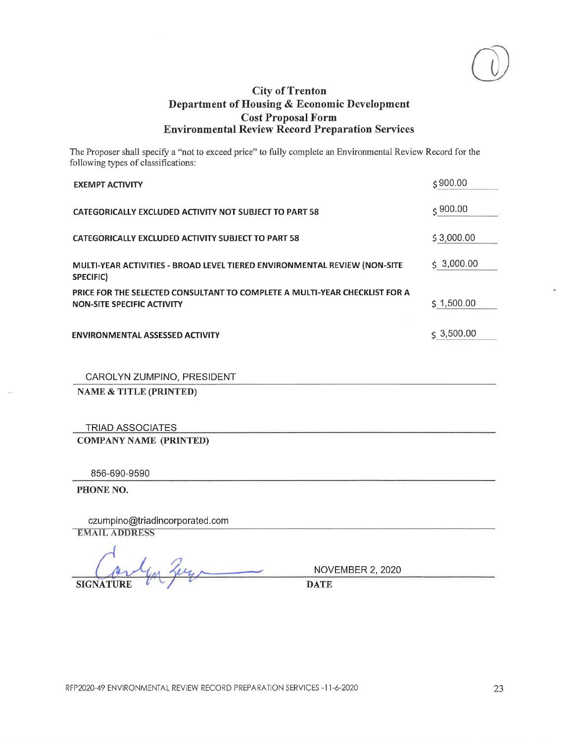# City of Trenton
## Department of Housing & Economic Development
## Cost Proposal Form
## Environmental Review Record Preparation Services

The Proposer shall specify a "not to exceed price" to fully complete an Environmental Review Record for the following types of classifications:

| Classification | Price |
|---|---|
| **EXEMPT ACTIVITY** | $900.00 |
| **CATEGORICALLY EXCLUDED ACTIVITY NOT SUBJECT TO PART 58** | $900.00 |
| **CATEGORICALLY EXCLUDED ACTIVITY SUBJECT TO PART 58** | $3,000.00 |
| **MULTI-YEAR ACTIVITIES - BROAD LEVEL TIERED ENVIRONMENTAL REVIEW (NON-SITE SPECIFIC)** | $3,000.00 |
| **PRICE FOR THE SELECTED CONSULTANT TO COMPLETE A MULTI-YEAR CHECKLIST FOR A NON-SITE SPECIFIC ACTIVITY** | $1,500.00 |
| **ENVIRONMENTAL ASSESSED ACTIVITY** | $3,500.00 |

CAROLYN ZUMPINO, PRESIDENT
**NAME & TITLE (PRINTED)**

TRIAD ASSOCIATES
**COMPANY NAME (PRINTED)**

856-690-9590
**PHONE NO.**

czumpino@triadincorporated.com
**EMAIL ADDRESS**

Carolyn Zumpino (signature)
**SIGNATURE**

NOVEMBER 2, 2020
**DATE**

RFP2020-49 ENVIRONMENTAL REVIEW RECORD PREPARATION SERVICES -11-6-2020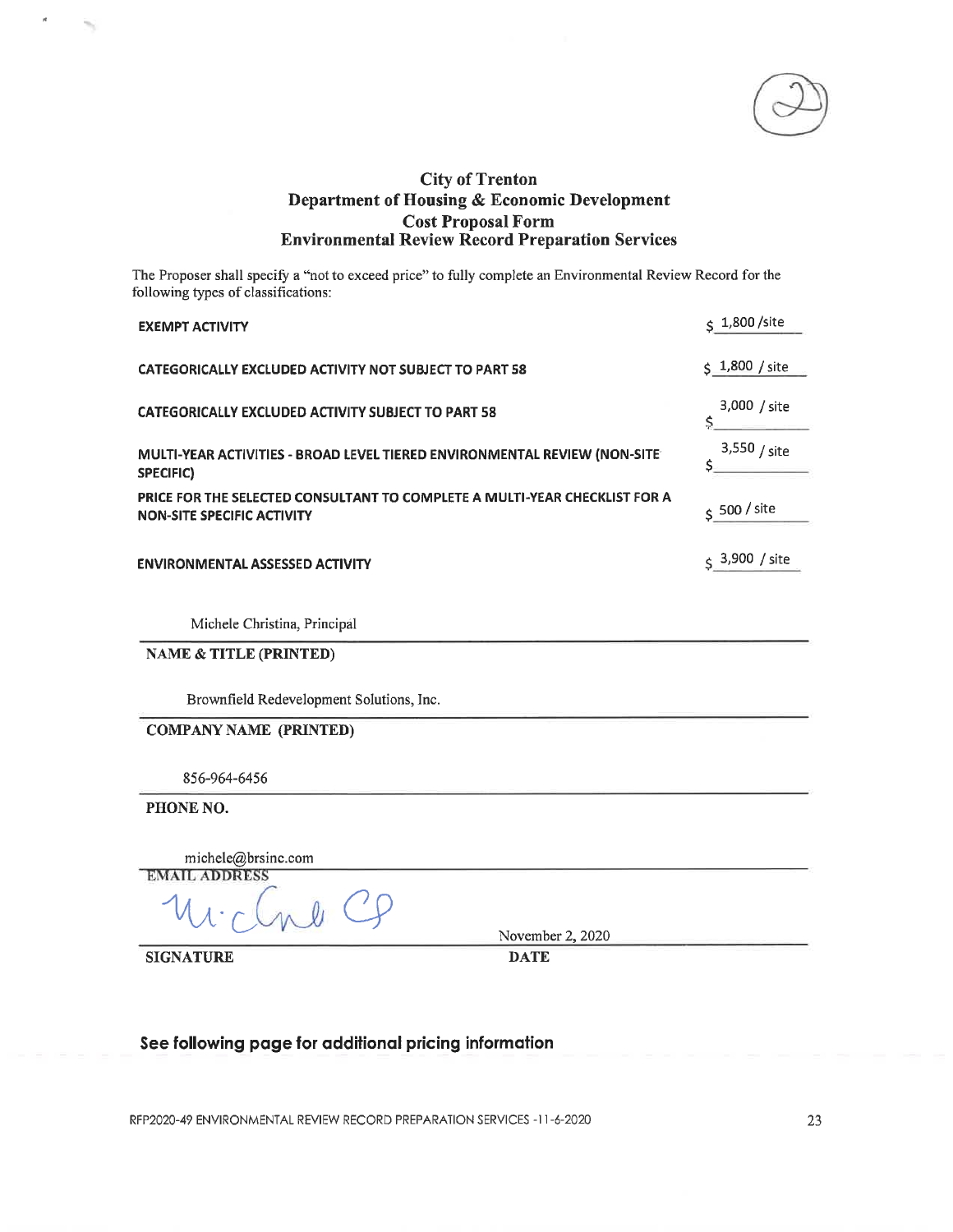# City of Trenton
## Department of Housing & Economic Development
## Cost Proposal Form
## Environmental Review Record Preparation Services

The Proposer shall specify a "not to exceed price" to fully complete an Environmental Review Record for the following types of classifications:

| | |
|---|---|
| **EXEMPT ACTIVITY** | $ 1,800 /site |
| **CATEGORICALLY EXCLUDED ACTIVITY NOT SUBJECT TO PART 58** | $ 1,800 / site |
| **CATEGORICALLY EXCLUDED ACTIVITY SUBJECT TO PART 58** | $ 3,000 / site |
| **MULTI-YEAR ACTIVITIES - BROAD LEVEL TIERED ENVIRONMENTAL REVIEW (NON-SITE SPECIFIC)** | $ 3,550 / site |
| **PRICE FOR THE SELECTED CONSULTANT TO COMPLETE A MULTI-YEAR CHECKLIST FOR A NON-SITE SPECIFIC ACTIVITY** | $ 500 / site |
| **ENVIRONMENTAL ASSESSED ACTIVITY** | $ 3,900 / site |

Michele Christina, Principal

**NAME & TITLE (PRINTED)**

Brownfield Redevelopment Solutions, Inc.

**COMPANY NAME (PRINTED)**

856-964-6456

**PHONE NO.**

michele@brsinc.com

**EMAIL ADDRESS**

[Signature] November 2, 2020

**SIGNATURE** **DATE**

**See following page for additional pricing information**

RFP2020-49 ENVIRONMENTAL REVIEW RECORD PREPARATION SERVICES -11-6-2020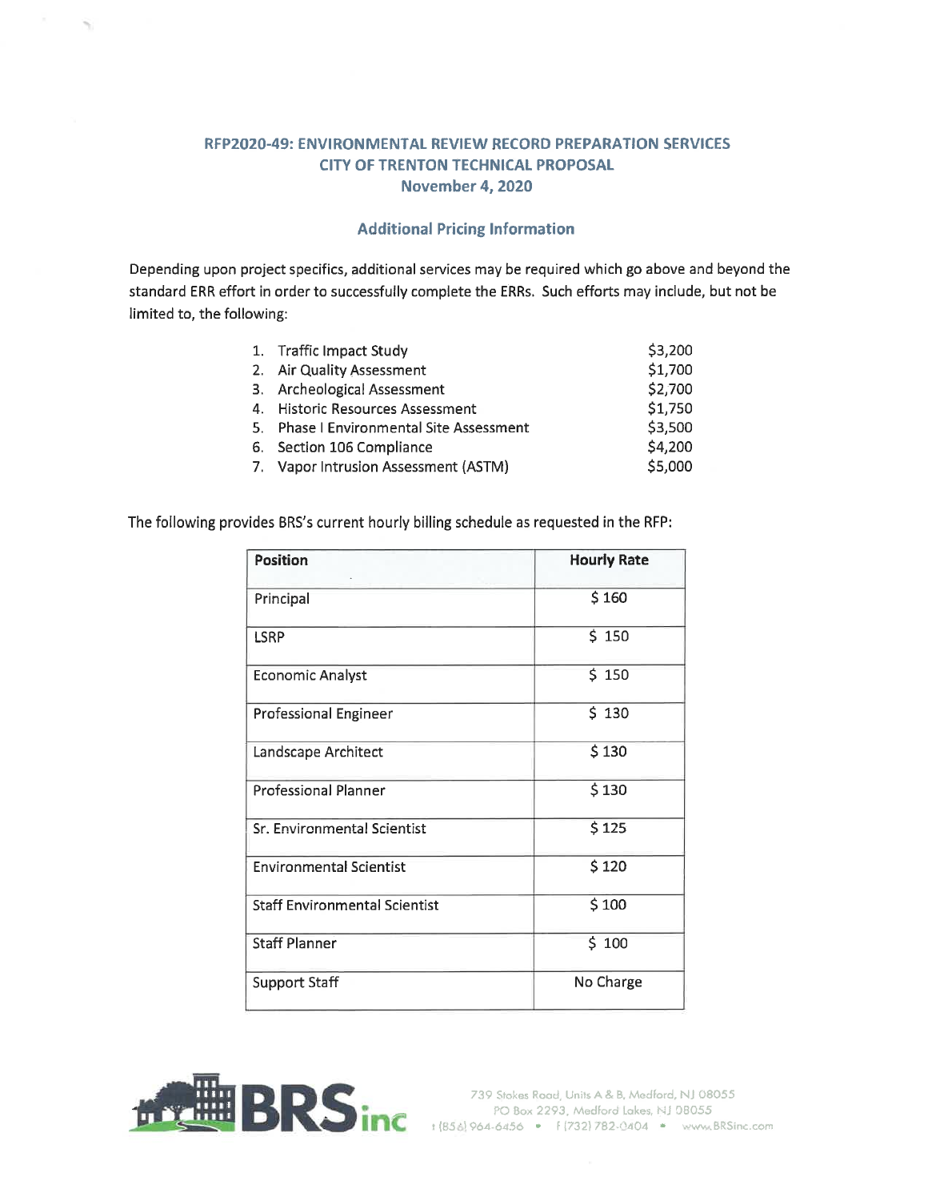# RFP2020-49: ENVIRONMENTAL REVIEW RECORD PREPARATION SERVICES
## CITY OF TRENTON TECHNICAL PROPOSAL
### November 4, 2020

### Additional Pricing Information

Depending upon project specifics, additional services may be required which go above and beyond the standard ERR effort in order to successfully complete the ERRs. Such efforts may include, but not be limited to, the following:

| | |
|---|---|
| 1. Traffic Impact Study | $3,200 |
| 2. Air Quality Assessment | $1,700 |
| 3. Archeological Assessment | $2,700 |
| 4. Historic Resources Assessment | $1,750 |
| 5. Phase I Environmental Site Assessment | $3,500 |
| 6. Section 106 Compliance | $4,200 |
| 7. Vapor Intrusion Assessment (ASTM) | $5,000 |

The following provides BRS's current hourly billing schedule as requested in the RFP:

| Position | Hourly Rate |
|---|---|
| Principal | $ 160 |
| LSRP | $ 150 |
| Economic Analyst | $ 150 |
| Professional Engineer | $ 130 |
| Landscape Architect | $ 130 |
| Professional Planner | $ 130 |
| Sr. Environmental Scientist | $ 125 |
| Environmental Scientist | $ 120 |
| Staff Environmental Scientist | $ 100 |
| Staff Planner | $ 100 |
| Support Staff | No Charge |

BRS inc

739 Stokes Road, Units A & B, Medford, NJ 08055
PO Box 2293, Medford Lakes, NJ 08055
t (856) 964-6456 • f (732) 782-0404 • www.BRSinc.com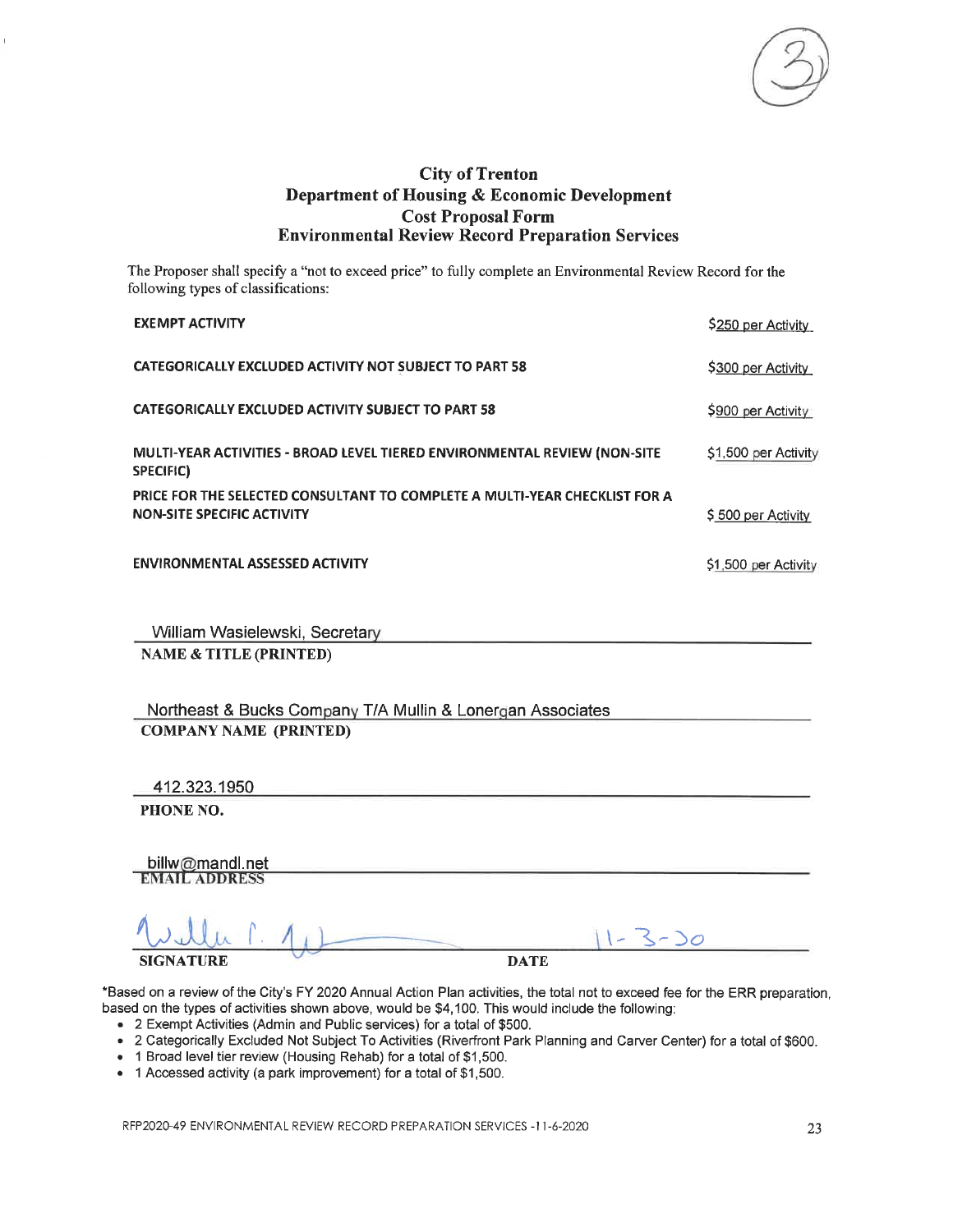## City of Trenton
## Department of Housing & Economic Development
## Cost Proposal Form
## Environmental Review Record Preparation Services

The Proposer shall specify a "not to exceed price" to fully complete an Environmental Review Record for the following types of classifications:

| | |
|---|---|
| **EXEMPT ACTIVITY** | $250 per Activity |
| **CATEGORICALLY EXCLUDED ACTIVITY NOT SUBJECT TO PART 58** | $300 per Activity |
| **CATEGORICALLY EXCLUDED ACTIVITY SUBJECT TO PART 58** | $900 per Activity |
| **MULTI-YEAR ACTIVITIES - BROAD LEVEL TIERED ENVIRONMENTAL REVIEW (NON-SITE SPECIFIC)** | $1,500 per Activity |
| **PRICE FOR THE SELECTED CONSULTANT TO COMPLETE A MULTI-YEAR CHECKLIST FOR A NON-SITE SPECIFIC ACTIVITY** | $ 500 per Activity |
| **ENVIRONMENTAL ASSESSED ACTIVITY** | $1,500 per Activity |

William Wasielewski, Secretary
**NAME & TITLE (PRINTED)**

Northeast & Bucks Company T/A Mullin & Lonergan Associates
**COMPANY NAME (PRINTED)**

412.323.1950
**PHONE NO.**

billw@mandl.net
**EMAIL ADDRESS**

[Signature] 11-3-20
**SIGNATURE** **DATE**

*Based on a review of the City's FY 2020 Annual Action Plan activities, the total not to exceed fee for the ERR preparation, based on the types of activities shown above, would be $4,100. This would include the following:

- 2 Exempt Activities (Admin and Public services) for a total of $500.
- 2 Categorically Excluded Not Subject To Activities (Riverfront Park Planning and Carver Center) for a total of $600.
- 1 Broad level tier review (Housing Rehab) for a total of $1,500.
- 1 Accessed activity (a park improvement) for a total of $1,500.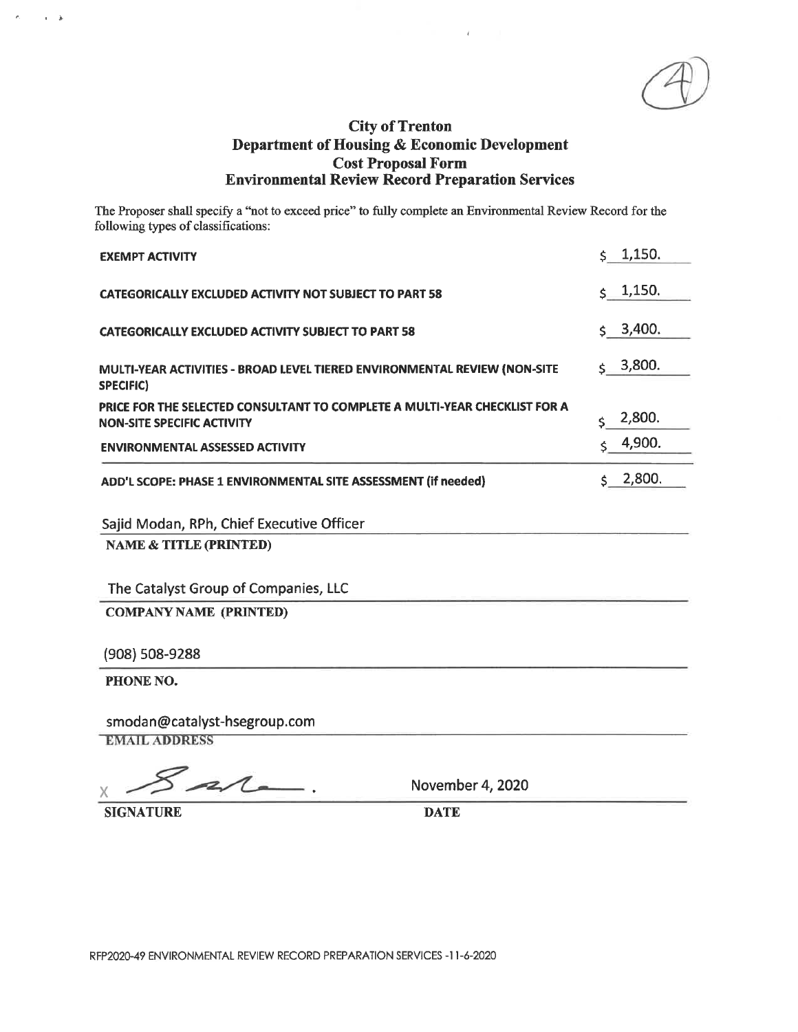(4)

# City of Trenton
## Department of Housing & Economic Development
## Cost Proposal Form
## Environmental Review Record Preparation Services

The Proposer shall specify a "not to exceed price" to fully complete an Environmental Review Record for the following types of classifications:

| | |
|---|---|
| **EXEMPT ACTIVITY** | $ 1,150. |
| **CATEGORICALLY EXCLUDED ACTIVITY NOT SUBJECT TO PART 58** | $ 1,150. |
| **CATEGORICALLY EXCLUDED ACTIVITY SUBJECT TO PART 58** | $ 3,400. |
| **MULTI-YEAR ACTIVITIES - BROAD LEVEL TIERED ENVIRONMENTAL REVIEW (NON-SITE SPECIFIC)** | $ 3,800. |
| **PRICE FOR THE SELECTED CONSULTANT TO COMPLETE A MULTI-YEAR CHECKLIST FOR A NON-SITE SPECIFIC ACTIVITY** | $ 2,800. |
| **ENVIRONMENTAL ASSESSED ACTIVITY** | $ 4,900. |
| **ADD'L SCOPE: PHASE 1 ENVIRONMENTAL SITE ASSESSMENT (if needed)** | $ 2,800. |

Sajid Modan, RPh, Chief Executive Officer

**NAME & TITLE (PRINTED)**

The Catalyst Group of Companies, LLC

**COMPANY NAME (PRINTED)**

(908) 508-9288

**PHONE NO.**

smodan@catalyst-hsegroup.com

**EMAIL ADDRESS**

X [signature]    November 4, 2020

**SIGNATURE**    **DATE**

RFP2020-49 ENVIRONMENTAL REVIEW RECORD PREPARATION SERVICES -11-6-2020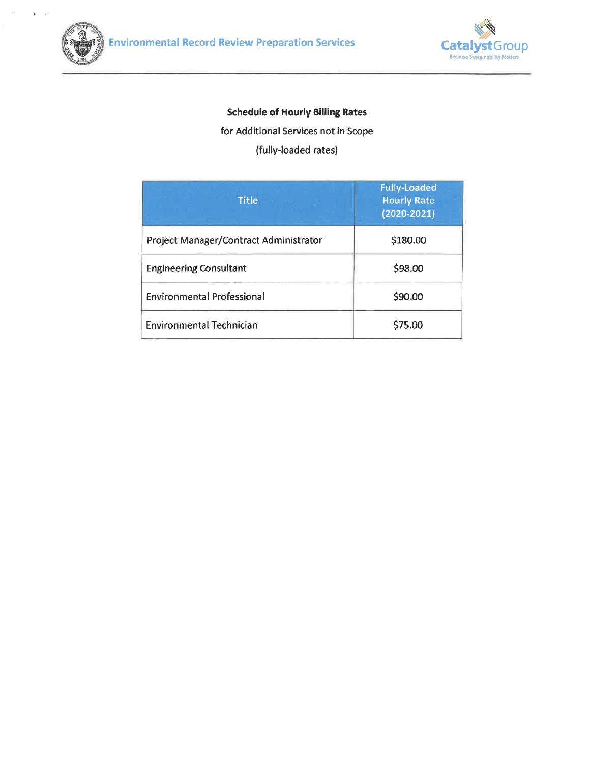**Schedule of Hourly Billing Rates**

for Additional Services not in Scope

(fully-loaded rates)

| Title | Fully-Loaded Hourly Rate (2020-2021) |
|---|---|
| Project Manager/Contract Administrator | $180.00 |
| Engineering Consultant | $98.00 |
| Environmental Professional | $90.00 |
| Environmental Technician | $75.00 |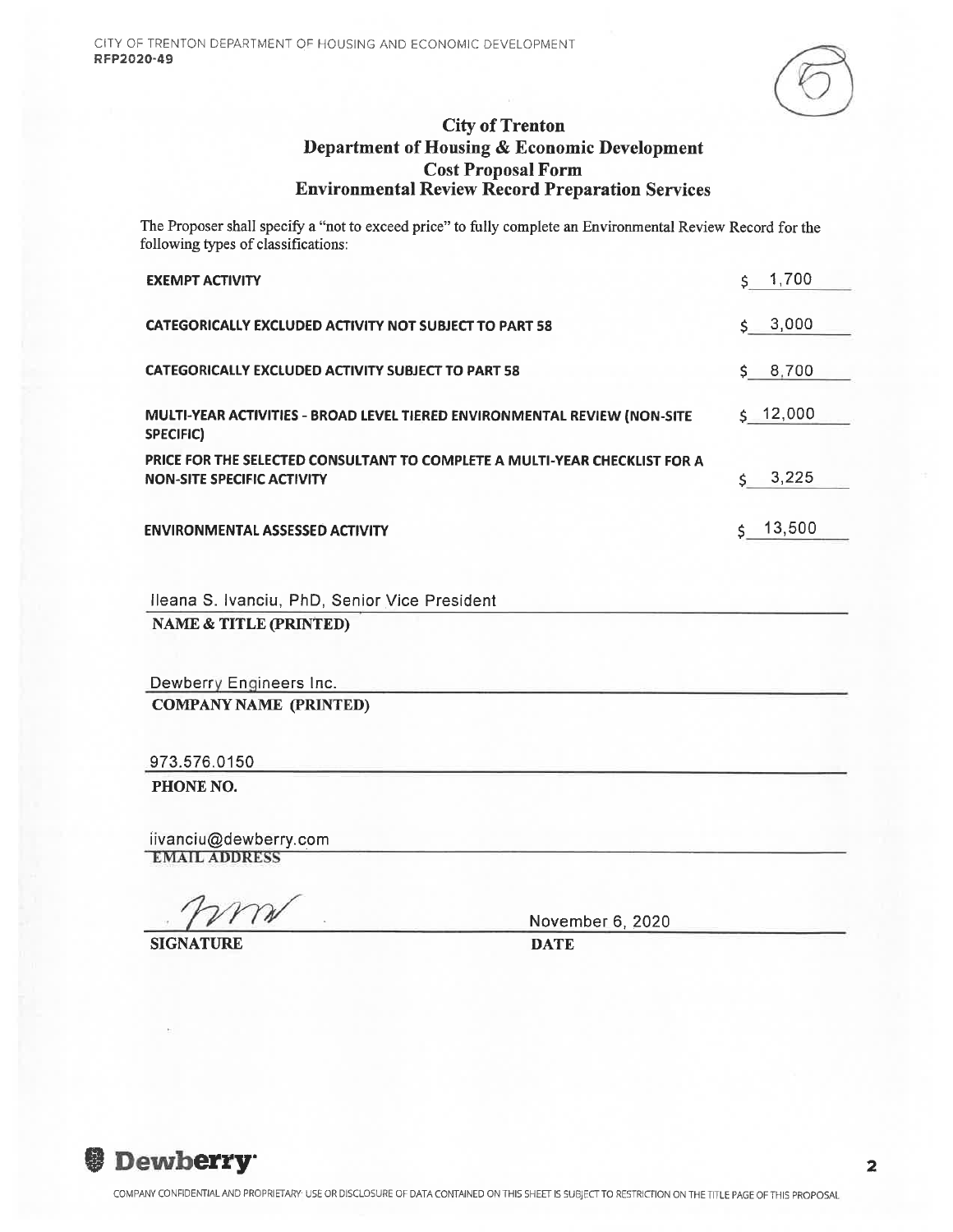CITY OF TRENTON DEPARTMENT OF HOUSING AND ECONOMIC DEVELOPMENT
**RFP2020-49**

# City of Trenton
## Department of Housing & Economic Development
## Cost Proposal Form
## Environmental Review Record Preparation Services

The Proposer shall specify a "not to exceed price" to fully complete an Environmental Review Record for the following types of classifications:

| Classification | Price |
|---|---|
| **EXEMPT ACTIVITY** | $ 1,700 |
| **CATEGORICALLY EXCLUDED ACTIVITY NOT SUBJECT TO PART 58** | $ 3,000 |
| **CATEGORICALLY EXCLUDED ACTIVITY SUBJECT TO PART 58** | $ 8,700 |
| **MULTI-YEAR ACTIVITIES - BROAD LEVEL TIERED ENVIRONMENTAL REVIEW (NON-SITE SPECIFIC)** | $ 12,000 |
| **PRICE FOR THE SELECTED CONSULTANT TO COMPLETE A MULTI-YEAR CHECKLIST FOR A NON-SITE SPECIFIC ACTIVITY** | $ 3,225 |
| **ENVIRONMENTAL ASSESSED ACTIVITY** | $ 13,500 |

Ileana S. Ivanciu, PhD, Senior Vice President
**NAME & TITLE (PRINTED)**

Dewberry Engineers Inc.
**COMPANY NAME (PRINTED)**

973.576.0150
**PHONE NO.**

iivanciu@dewberry.com
**EMAIL ADDRESS**

[Signature]
**SIGNATURE**

November 6, 2020
**DATE**

COMPANY CONFIDENTIAL AND PROPRIETARY: USE OR DISCLOSURE OF DATA CONTAINED ON THIS SHEET IS SUBJECT TO RESTRICTION ON THE TITLE PAGE OF THIS PROPOSAL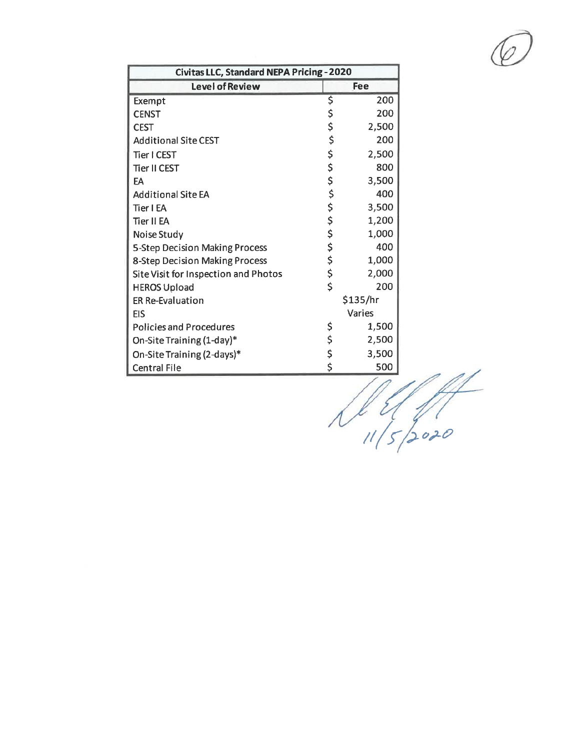| Civitas LLC, Standard NEPA Pricing - 2020 | |
|---|---|
| **Level of Review** | **Fee** |
| Exempt | $ 200 |
| CENST | $ 200 |
| CEST | $ 2,500 |
| Additional Site CEST | $ 200 |
| Tier I CEST | $ 2,500 |
| Tier II CEST | $ 800 |
| EA | $ 3,500 |
| Additional Site EA | $ 400 |
| Tier I EA | $ 3,500 |
| Tier II EA | $ 1,200 |
| Noise Study | $ 1,000 |
| 5-Step Decision Making Process | $ 400 |
| 8-Step Decision Making Process | $ 1,000 |
| Site Visit for Inspection and Photos | $ 2,000 |
| HEROS Upload | $ 200 |
| ER Re-Evaluation | $135/hr |
| EIS | Varies |
| Policies and Procedures | $ 1,500 |
| On-Site Training (1-day)* | $ 2,500 |
| On-Site Training (2-days)* | $ 3,500 |
| Central File | $ 500 |

11/5/2020